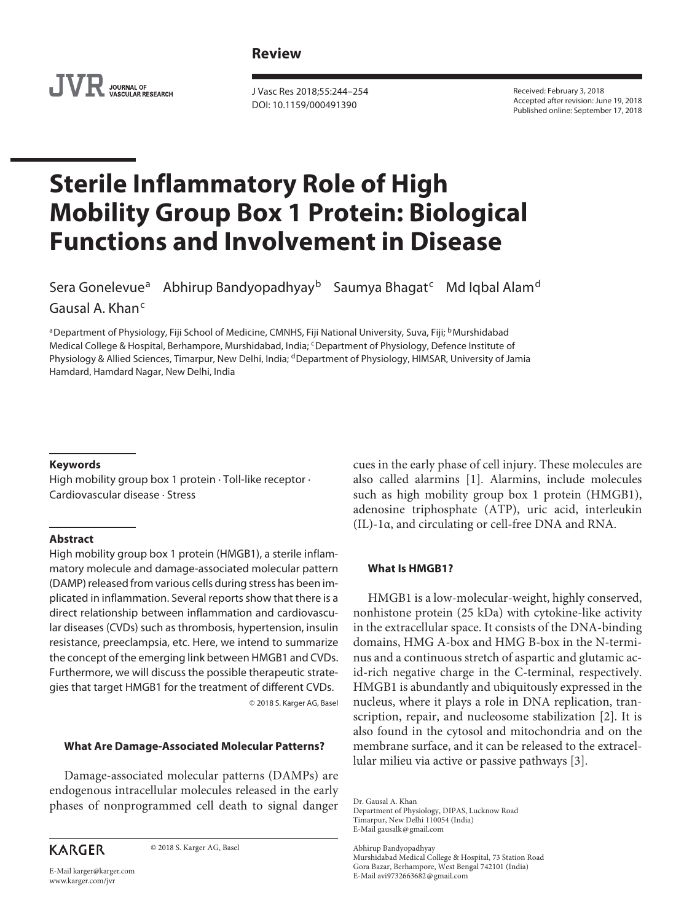Review

J Vasc Res 2018;55:244–254
DOI: 10.1159/000491390

Received: February 3, 2018
Accepted after revision: June 19, 2018
Published online: September 17, 2018

# Sterile Inflammatory Role of High Mobility Group Box 1 Protein: Biological Functions and Involvement in Disease

Sera Gonelevue[a] Abhirup Bandyopadhyay[b] Saumya Bhagat[c] Md Iqbal Alam[d] Gausal A. Khan[c]

[a]Department of Physiology, Fiji School of Medicine, CMNHS, Fiji National University, Suva, Fiji; [b]Murshidabad Medical College & Hospital, Berhampore, Murshidabad, India; [c]Department of Physiology, Defence Institute of Physiology & Allied Sciences, Timarpur, New Delhi, India; [d]Department of Physiology, HIMSAR, University of Jamia Hamdard, Hamdard Nagar, New Delhi, India

### Keywords

High mobility group box 1 protein · Toll-like receptor · Cardiovascular disease · Stress

### Abstract

High mobility group box 1 protein (HMGB1), a sterile inflammatory molecule and damage-associated molecular pattern (DAMP) released from various cells during stress has been implicated in inflammation. Several reports show that there is a direct relationship between inflammation and cardiovascular diseases (CVDs) such as thrombosis, hypertension, insulin resistance, preeclampsia, etc. Here, we intend to summarize the concept of the emerging link between HMGB1 and CVDs. Furthermore, we will discuss the possible therapeutic strategies that target HMGB1 for the treatment of different CVDs.

© 2018 S. Karger AG, Basel

## What Are Damage-Associated Molecular Patterns?

Damage-associated molecular patterns (DAMPs) are endogenous intracellular molecules released in the early phases of nonprogrammed cell death to signal danger cues in the early phase of cell injury. These molecules are also called alarmins [1]. Alarmins, include molecules such as high mobility group box 1 protein (HMGB1), adenosine triphosphate (ATP), uric acid, interleukin (IL)-1α, and circulating or cell-free DNA and RNA.

## What Is HMGB1?

HMGB1 is a low-molecular-weight, highly conserved, nonhistone protein (25 kDa) with cytokine-like activity in the extracellular space. It consists of the DNA-binding domains, HMG A-box and HMG B-box in the N-terminus and a continuous stretch of aspartic and glutamic acid-rich negative charge in the C-terminal, respectively. HMGB1 is abundantly and ubiquitously expressed in the nucleus, where it plays a role in DNA replication, transcription, repair, and nucleosome stabilization [2]. It is also found in the cytosol and mitochondria and on the membrane surface, and it can be released to the extracellular milieu via active or passive pathways [3].

Dr. Gausal A. Khan
Department of Physiology, DIPAS, Lucknow Road
Timarpur, New Delhi 110054 (India)
E-Mail gausalk@gmail.com

Abhirup Bandyopadhyay
Murshidabad Medical College & Hospital, 73 Station Road
Gora Bazar, Berhampore, West Bengal 742101 (India)
E-Mail avi9732663682@gmail.com

KARGER © 2018 S. Karger AG, Basel

E-Mail karger@karger.com
www.karger.com/jvr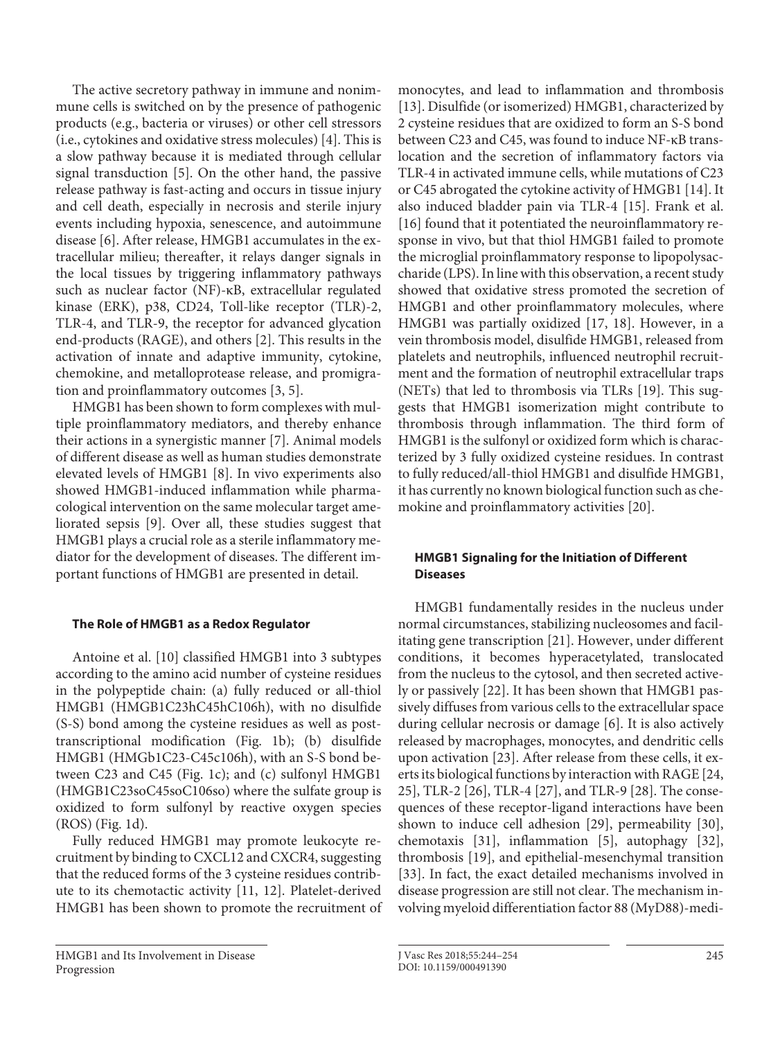The active secretory pathway in immune and nonimmune cells is switched on by the presence of pathogenic products (e.g., bacteria or viruses) or other cell stressors (i.e., cytokines and oxidative stress molecules) [4]. This is a slow pathway because it is mediated through cellular signal transduction [5]. On the other hand, the passive release pathway is fast-acting and occurs in tissue injury and cell death, especially in necrosis and sterile injury events including hypoxia, senescence, and autoimmune disease [6]. After release, HMGB1 accumulates in the extracellular milieu; thereafter, it relays danger signals in the local tissues by triggering inflammatory pathways such as nuclear factor (NF)-κB, extracellular regulated kinase (ERK), p38, CD24, Toll-like receptor (TLR)-2, TLR-4, and TLR-9, the receptor for advanced glycation end-products (RAGE), and others [2]. This results in the activation of innate and adaptive immunity, cytokine, chemokine, and metalloprotease release, and promigration and proinflammatory outcomes [3, 5].

HMGB1 has been shown to form complexes with multiple proinflammatory mediators, and thereby enhance their actions in a synergistic manner [7]. Animal models of different disease as well as human studies demonstrate elevated levels of HMGB1 [8]. In vivo experiments also showed HMGB1-induced inflammation while pharmacological intervention on the same molecular target ameliorated sepsis [9]. Over all, these studies suggest that HMGB1 plays a crucial role as a sterile inflammatory mediator for the development of diseases. The different important functions of HMGB1 are presented in detail.

### The Role of HMGB1 as a Redox Regulator

Antoine et al. [10] classified HMGB1 into 3 subtypes according to the amino acid number of cysteine residues in the polypeptide chain: (a) fully reduced or all-thiol HMGB1 (HMGB1C23hC45hC106h), with no disulfide (S-S) bond among the cysteine residues as well as posttranscriptional modification (Fig. 1b); (b) disulfide HMGB1 (HMGb1C23-C45c106h), with an S-S bond between C23 and C45 (Fig. 1c); and (c) sulfonyl HMGB1 (HMGB1C23soC45soC106so) where the sulfate group is oxidized to form sulfonyl by reactive oxygen species (ROS) (Fig. 1d).

Fully reduced HMGB1 may promote leukocyte recruitment by binding to CXCL12 and CXCR4, suggesting that the reduced forms of the 3 cysteine residues contribute to its chemotactic activity [11, 12]. Platelet-derived HMGB1 has been shown to promote the recruitment of monocytes, and lead to inflammation and thrombosis [13]. Disulfide (or isomerized) HMGB1, characterized by 2 cysteine residues that are oxidized to form an S-S bond between C23 and C45, was found to induce NF-κB translocation and the secretion of inflammatory factors via TLR-4 in activated immune cells, while mutations of C23 or C45 abrogated the cytokine activity of HMGB1 [14]. It also induced bladder pain via TLR-4 [15]. Frank et al. [16] found that it potentiated the neuroinflammatory response in vivo, but that thiol HMGB1 failed to promote the microglial proinflammatory response to lipopolysaccharide (LPS). In line with this observation, a recent study showed that oxidative stress promoted the secretion of HMGB1 and other proinflammatory molecules, where HMGB1 was partially oxidized [17, 18]. However, in a vein thrombosis model, disulfide HMGB1, released from platelets and neutrophils, influenced neutrophil recruitment and the formation of neutrophil extracellular traps (NETs) that led to thrombosis via TLRs [19]. This suggests that HMGB1 isomerization might contribute to thrombosis through inflammation. The third form of HMGB1 is the sulfonyl or oxidized form which is characterized by 3 fully oxidized cysteine residues. In contrast to fully reduced/all-thiol HMGB1 and disulfide HMGB1, it has currently no known biological function such as chemokine and proinflammatory activities [20].

### HMGB1 Signaling for the Initiation of Different Diseases

HMGB1 fundamentally resides in the nucleus under normal circumstances, stabilizing nucleosomes and facilitating gene transcription [21]. However, under different conditions, it becomes hyperacetylated, translocated from the nucleus to the cytosol, and then secreted actively or passively [22]. It has been shown that HMGB1 passively diffuses from various cells to the extracellular space during cellular necrosis or damage [6]. It is also actively released by macrophages, monocytes, and dendritic cells upon activation [23]. After release from these cells, it exerts its biological functions by interaction with RAGE [24, 25], TLR-2 [26], TLR-4 [27], and TLR-9 [28]. The consequences of these receptor-ligand interactions have been shown to induce cell adhesion [29], permeability [30], chemotaxis [31], inflammation [5], autophagy [32], thrombosis [19], and epithelial-mesenchymal transition [33]. In fact, the exact detailed mechanisms involved in disease progression are still not clear. The mechanism involving myeloid differentiation factor 88 (MyD88)-medi-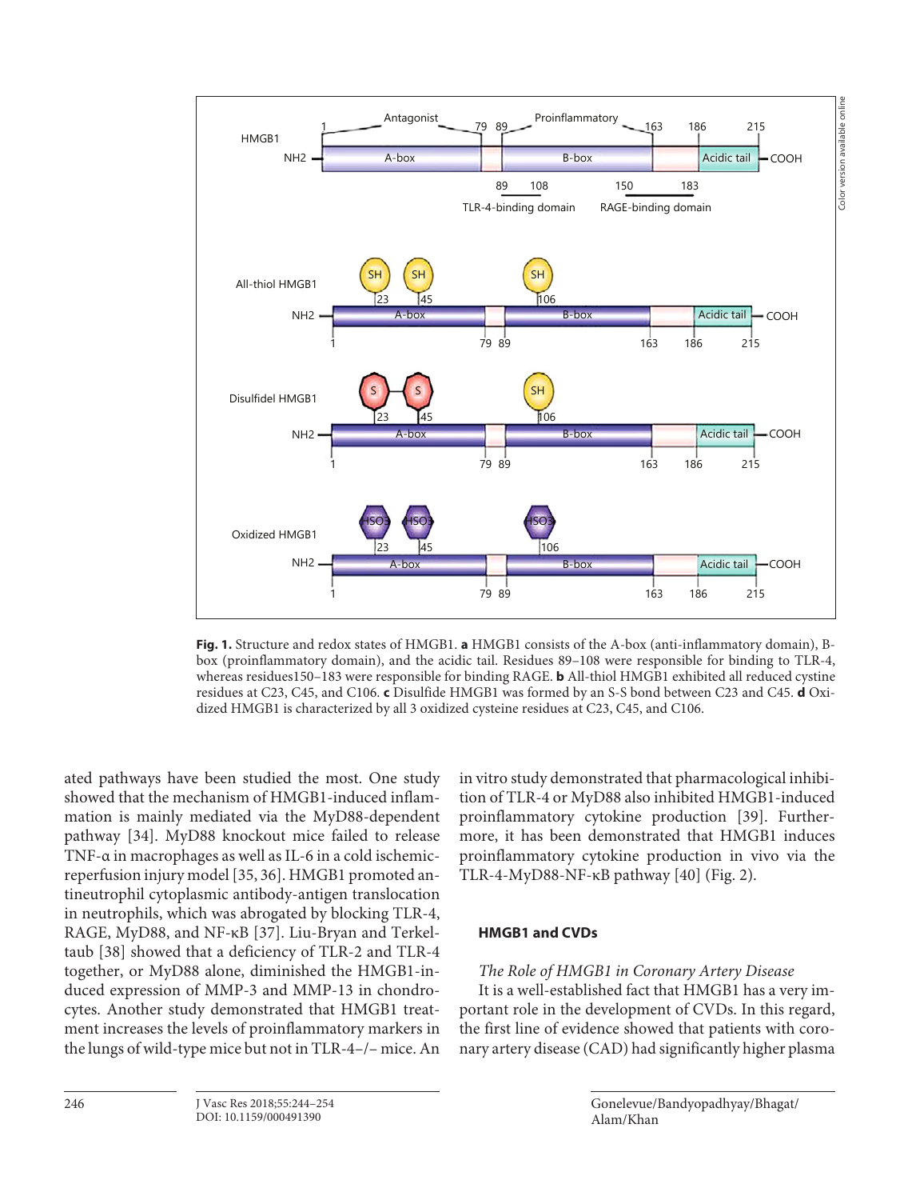**Fig. 1.** Structure and redox states of HMGB1. **a** HMGB1 consists of the A-box (anti-inflammatory domain), B-box (proinflammatory domain), and the acidic tail. Residues 89–108 were responsible for binding to TLR-4, whereas residues150–183 were responsible for binding RAGE. **b** All-thiol HMGB1 exhibited all reduced cystine residues at C23, C45, and C106. **c** Disulfide HMGB1 was formed by an S-S bond between C23 and C45. **d** Oxidized HMGB1 is characterized by all 3 oxidized cysteine residues at C23, C45, and C106.

ated pathways have been studied the most. One study showed that the mechanism of HMGB1-induced inflammation is mainly mediated via the MyD88-dependent pathway [34]. MyD88 knockout mice failed to release TNF-α in macrophages as well as IL-6 in a cold ischemic-reperfusion injury model [35, 36]. HMGB1 promoted antineutrophil cytoplasmic antibody-antigen translocation in neutrophils, which was abrogated by blocking TLR-4, RAGE, MyD88, and NF-κB [37]. Liu-Bryan and Terkeltaub [38] showed that a deficiency of TLR-2 and TLR-4 together, or MyD88 alone, diminished the HMGB1-induced expression of MMP-3 and MMP-13 in chondrocytes. Another study demonstrated that HMGB1 treatment increases the levels of proinflammatory markers in the lungs of wild-type mice but not in TLR-4–/– mice. An in vitro study demonstrated that pharmacological inhibition of TLR-4 or MyD88 also inhibited HMGB1-induced proinflammatory cytokine production [39]. Furthermore, it has been demonstrated that HMGB1 induces proinflammatory cytokine production in vivo via the TLR-4-MyD88-NF-κB pathway [40] (Fig. 2).

## HMGB1 and CVDs

### *The Role of HMGB1 in Coronary Artery Disease*

It is a well-established fact that HMGB1 has a very important role in the development of CVDs. In this regard, the first line of evidence showed that patients with coronary artery disease (CAD) had significantly higher plasma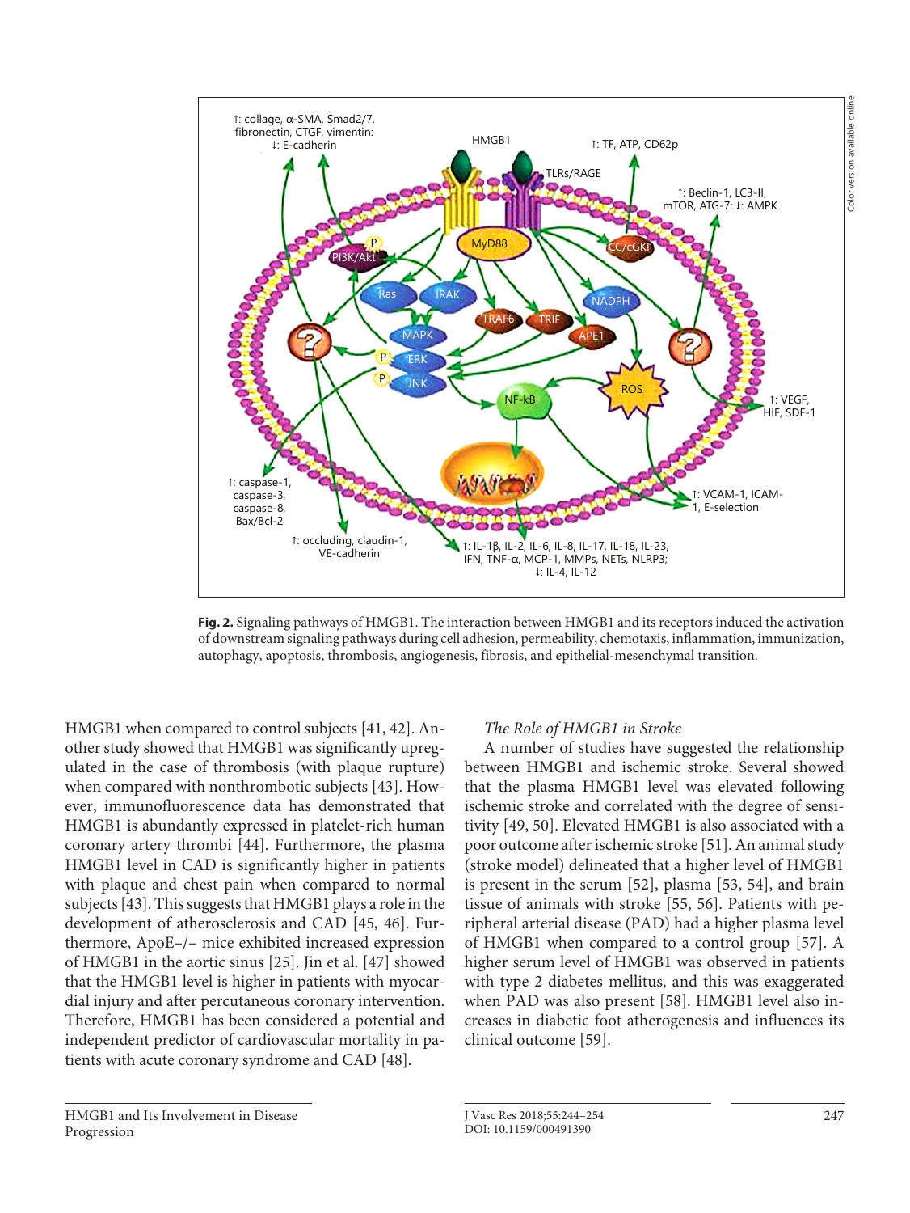**Fig. 2.** Signaling pathways of HMGB1. The interaction between HMGB1 and its receptors induced the activation of downstream signaling pathways during cell adhesion, permeability, chemotaxis, inflammation, immunization, autophagy, apoptosis, thrombosis, angiogenesis, fibrosis, and epithelial-mesenchymal transition.

HMGB1 when compared to control subjects [41, 42]. Another study showed that HMGB1 was significantly upregulated in the case of thrombosis (with plaque rupture) when compared with nonthrombotic subjects [43]. However, immunofluorescence data has demonstrated that HMGB1 is abundantly expressed in platelet-rich human coronary artery thrombi [44]. Furthermore, the plasma HMGB1 level in CAD is significantly higher in patients with plaque and chest pain when compared to normal subjects [43]. This suggests that HMGB1 plays a role in the development of atherosclerosis and CAD [45, 46]. Furthermore, ApoE–/– mice exhibited increased expression of HMGB1 in the aortic sinus [25]. Jin et al. [47] showed that the HMGB1 level is higher in patients with myocardial injury and after percutaneous coronary intervention. Therefore, HMGB1 has been considered a potential and independent predictor of cardiovascular mortality in patients with acute coronary syndrome and CAD [48].

*The Role of HMGB1 in Stroke*

A number of studies have suggested the relationship between HMGB1 and ischemic stroke. Several showed that the plasma HMGB1 level was elevated following ischemic stroke and correlated with the degree of sensitivity [49, 50]. Elevated HMGB1 is also associated with a poor outcome after ischemic stroke [51]. An animal study (stroke model) delineated that a higher level of HMGB1 is present in the serum [52], plasma [53, 54], and brain tissue of animals with stroke [55, 56]. Patients with peripheral arterial disease (PAD) had a higher plasma level of HMGB1 when compared to a control group [57]. A higher serum level of HMGB1 was observed in patients with type 2 diabetes mellitus, and this was exaggerated when PAD was also present [58]. HMGB1 level also increases in diabetic foot atherogenesis and influences its clinical outcome [59].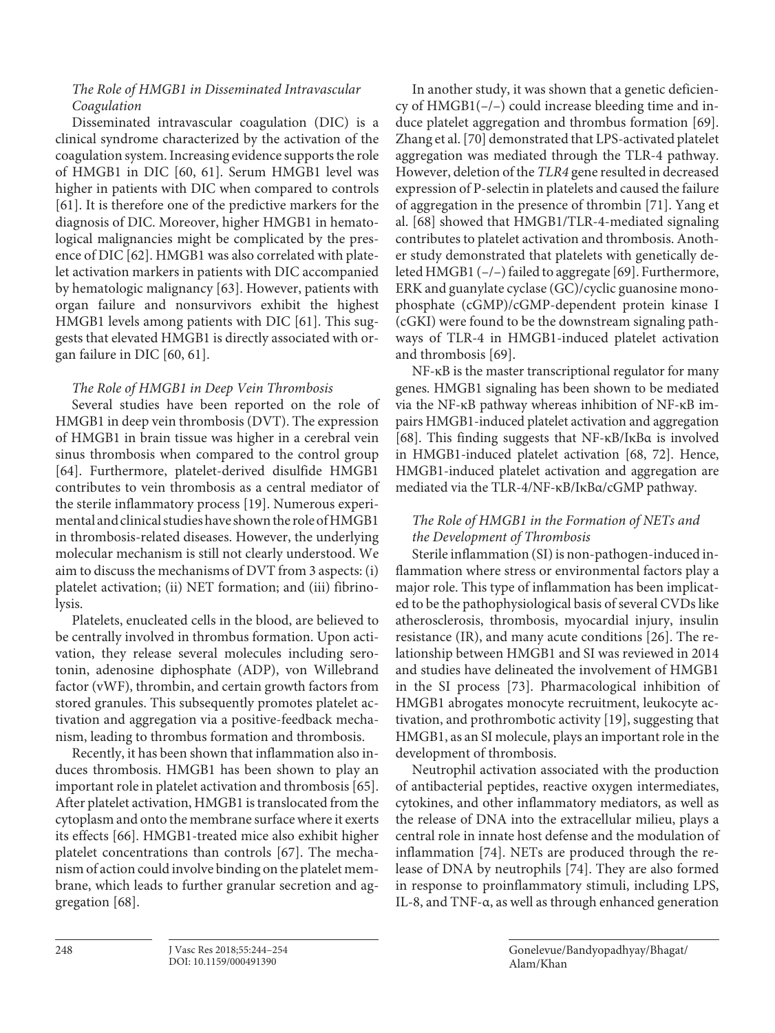### *The Role of HMGB1 in Disseminated Intravascular Coagulation*

Disseminated intravascular coagulation (DIC) is a clinical syndrome characterized by the activation of the coagulation system. Increasing evidence supports the role of HMGB1 in DIC [60, 61]. Serum HMGB1 level was higher in patients with DIC when compared to controls [61]. It is therefore one of the predictive markers for the diagnosis of DIC. Moreover, higher HMGB1 in hematological malignancies might be complicated by the presence of DIC [62]. HMGB1 was also correlated with platelet activation markers in patients with DIC accompanied by hematologic malignancy [63]. However, patients with organ failure and nonsurvivors exhibit the highest HMGB1 levels among patients with DIC [61]. This suggests that elevated HMGB1 is directly associated with organ failure in DIC [60, 61].

### *The Role of HMGB1 in Deep Vein Thrombosis*

Several studies have been reported on the role of HMGB1 in deep vein thrombosis (DVT). The expression of HMGB1 in brain tissue was higher in a cerebral vein sinus thrombosis when compared to the control group [64]. Furthermore, platelet-derived disulfide HMGB1 contributes to vein thrombosis as a central mediator of the sterile inflammatory process [19]. Numerous experimental and clinical studies have shown the role of HMGB1 in thrombosis-related diseases. However, the underlying molecular mechanism is still not clearly understood. We aim to discuss the mechanisms of DVT from 3 aspects: (i) platelet activation; (ii) NET formation; and (iii) fibrinolysis.

Platelets, enucleated cells in the blood, are believed to be centrally involved in thrombus formation. Upon activation, they release several molecules including serotonin, adenosine diphosphate (ADP), von Willebrand factor (vWF), thrombin, and certain growth factors from stored granules. This subsequently promotes platelet activation and aggregation via a positive-feedback mechanism, leading to thrombus formation and thrombosis.

Recently, it has been shown that inflammation also induces thrombosis. HMGB1 has been shown to play an important role in platelet activation and thrombosis [65]. After platelet activation, HMGB1 is translocated from the cytoplasm and onto the membrane surface where it exerts its effects [66]. HMGB1-treated mice also exhibit higher platelet concentrations than controls [67]. The mechanism of action could involve binding on the platelet membrane, which leads to further granular secretion and aggregation [68].

In another study, it was shown that a genetic deficiency of HMGB1(–/–) could increase bleeding time and induce platelet aggregation and thrombus formation [69]. Zhang et al. [70] demonstrated that LPS-activated platelet aggregation was mediated through the TLR-4 pathway. However, deletion of the *TLR4* gene resulted in decreased expression of P-selectin in platelets and caused the failure of aggregation in the presence of thrombin [71]. Yang et al. [68] showed that HMGB1/TLR-4-mediated signaling contributes to platelet activation and thrombosis. Another study demonstrated that platelets with genetically deleted HMGB1 (–/–) failed to aggregate [69]. Furthermore, ERK and guanylate cyclase (GC)/cyclic guanosine monophosphate (cGMP)/cGMP-dependent protein kinase I (cGKI) were found to be the downstream signaling pathways of TLR-4 in HMGB1-induced platelet activation and thrombosis [69].

NF-κB is the master transcriptional regulator for many genes. HMGB1 signaling has been shown to be mediated via the NF-κB pathway whereas inhibition of NF-κB impairs HMGB1-induced platelet activation and aggregation [68]. This finding suggests that NF-κB/IκBα is involved in HMGB1-induced platelet activation [68, 72]. Hence, HMGB1-induced platelet activation and aggregation are mediated via the TLR-4/NF-κB/IκBα/cGMP pathway.

### *The Role of HMGB1 in the Formation of NETs and the Development of Thrombosis*

Sterile inflammation (SI) is non-pathogen-induced inflammation where stress or environmental factors play a major role. This type of inflammation has been implicated to be the pathophysiological basis of several CVDs like atherosclerosis, thrombosis, myocardial injury, insulin resistance (IR), and many acute conditions [26]. The relationship between HMGB1 and SI was reviewed in 2014 and studies have delineated the involvement of HMGB1 in the SI process [73]. Pharmacological inhibition of HMGB1 abrogates monocyte recruitment, leukocyte activation, and prothrombotic activity [19], suggesting that HMGB1, as an SI molecule, plays an important role in the development of thrombosis.

Neutrophil activation associated with the production of antibacterial peptides, reactive oxygen intermediates, cytokines, and other inflammatory mediators, as well as the release of DNA into the extracellular milieu, plays a central role in innate host defense and the modulation of inflammation [74]. NETs are produced through the release of DNA by neutrophils [74]. They are also formed in response to proinflammatory stimuli, including LPS, IL-8, and TNF-α, as well as through enhanced generation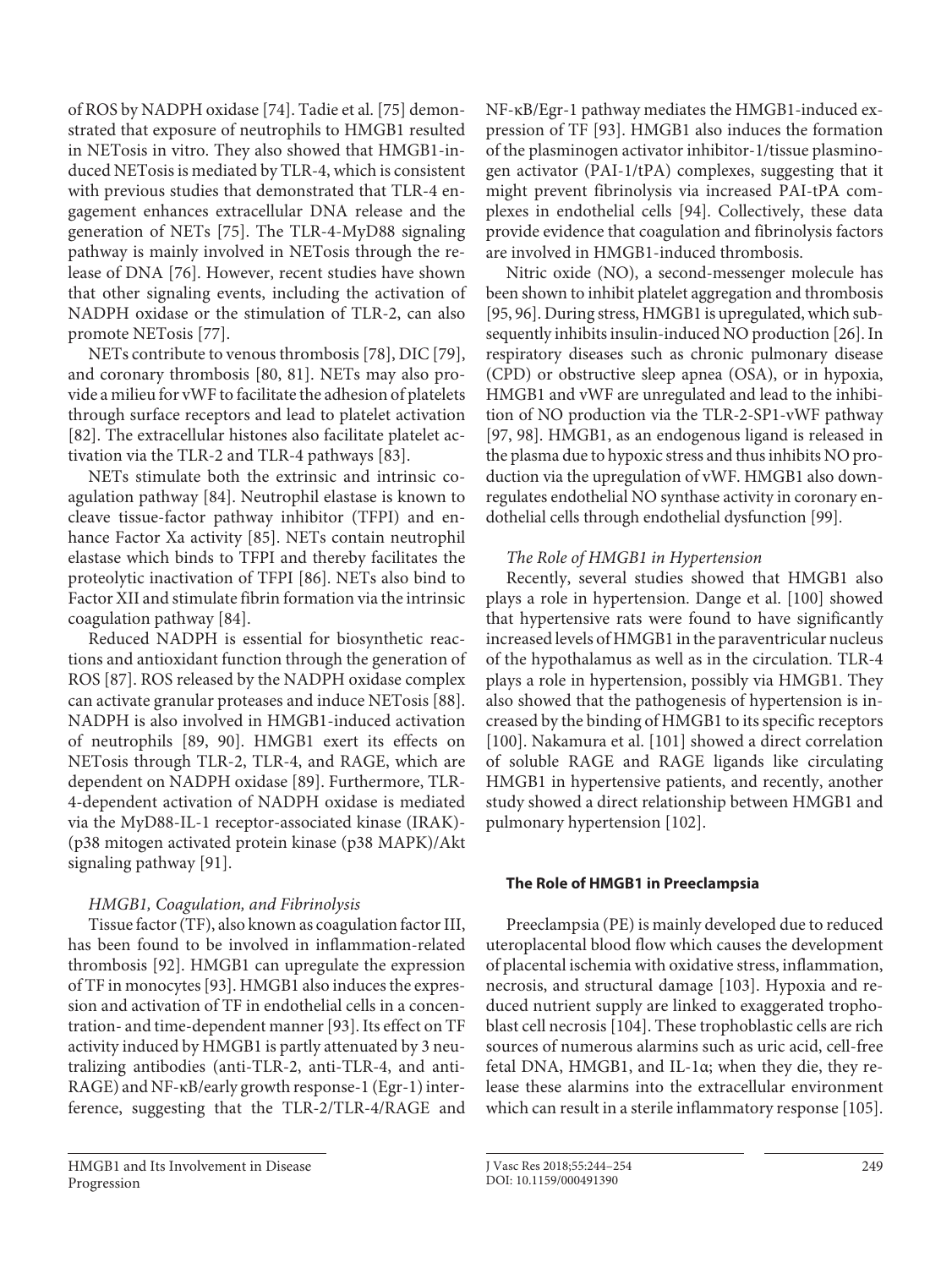of ROS by NADPH oxidase [74]. Tadie et al. [75] demonstrated that exposure of neutrophils to HMGB1 resulted in NETosis in vitro. They also showed that HMGB1-induced NETosis is mediated by TLR-4, which is consistent with previous studies that demonstrated that TLR-4 engagement enhances extracellular DNA release and the generation of NETs [75]. The TLR-4-MyD88 signaling pathway is mainly involved in NETosis through the release of DNA [76]. However, recent studies have shown that other signaling events, including the activation of NADPH oxidase or the stimulation of TLR-2, can also promote NETosis [77].

NETs contribute to venous thrombosis [78], DIC [79], and coronary thrombosis [80, 81]. NETs may also provide a milieu for vWF to facilitate the adhesion of platelets through surface receptors and lead to platelet activation [82]. The extracellular histones also facilitate platelet activation via the TLR-2 and TLR-4 pathways [83].

NETs stimulate both the extrinsic and intrinsic coagulation pathway [84]. Neutrophil elastase is known to cleave tissue-factor pathway inhibitor (TFPI) and enhance Factor Xa activity [85]. NETs contain neutrophil elastase which binds to TFPI and thereby facilitates the proteolytic inactivation of TFPI [86]. NETs also bind to Factor XII and stimulate fibrin formation via the intrinsic coagulation pathway [84].

Reduced NADPH is essential for biosynthetic reactions and antioxidant function through the generation of ROS [87]. ROS released by the NADPH oxidase complex can activate granular proteases and induce NETosis [88]. NADPH is also involved in HMGB1-induced activation of neutrophils [89, 90]. HMGB1 exert its effects on NETosis through TLR-2, TLR-4, and RAGE, which are dependent on NADPH oxidase [89]. Furthermore, TLR-4-dependent activation of NADPH oxidase is mediated via the MyD88-IL-1 receptor-associated kinase (IRAK)-(p38 mitogen activated protein kinase (p38 MAPK)/Akt signaling pathway [91].

### *HMGB1, Coagulation, and Fibrinolysis*

Tissue factor (TF), also known as coagulation factor III, has been found to be involved in inflammation-related thrombosis [92]. HMGB1 can upregulate the expression of TF in monocytes [93]. HMGB1 also induces the expression and activation of TF in endothelial cells in a concentration- and time-dependent manner [93]. Its effect on TF activity induced by HMGB1 is partly attenuated by 3 neutralizing antibodies (anti-TLR-2, anti-TLR-4, and anti-RAGE) and NF-κB/early growth response-1 (Egr-1) interference, suggesting that the TLR-2/TLR-4/RAGE and NF-κB/Egr-1 pathway mediates the HMGB1-induced expression of TF [93]. HMGB1 also induces the formation of the plasminogen activator inhibitor-1/tissue plasminogen activator (PAI-1/tPA) complexes, suggesting that it might prevent fibrinolysis via increased PAI-tPA complexes in endothelial cells [94]. Collectively, these data provide evidence that coagulation and fibrinolysis factors are involved in HMGB1-induced thrombosis.

Nitric oxide (NO), a second-messenger molecule has been shown to inhibit platelet aggregation and thrombosis [95, 96]. During stress, HMGB1 is upregulated, which subsequently inhibits insulin-induced NO production [26]. In respiratory diseases such as chronic pulmonary disease (CPD) or obstructive sleep apnea (OSA), or in hypoxia, HMGB1 and vWF are unregulated and lead to the inhibition of NO production via the TLR-2-SP1-vWF pathway [97, 98]. HMGB1, as an endogenous ligand is released in the plasma due to hypoxic stress and thus inhibits NO production via the upregulation of vWF. HMGB1 also downregulates endothelial NO synthase activity in coronary endothelial cells through endothelial dysfunction [99].

### *The Role of HMGB1 in Hypertension*

Recently, several studies showed that HMGB1 also plays a role in hypertension. Dange et al. [100] showed that hypertensive rats were found to have significantly increased levels of HMGB1 in the paraventricular nucleus of the hypothalamus as well as in the circulation. TLR-4 plays a role in hypertension, possibly via HMGB1. They also showed that the pathogenesis of hypertension is increased by the binding of HMGB1 to its specific receptors [100]. Nakamura et al. [101] showed a direct correlation of soluble RAGE and RAGE ligands like circulating HMGB1 in hypertensive patients, and recently, another study showed a direct relationship between HMGB1 and pulmonary hypertension [102].

## **The Role of HMGB1 in Preeclampsia**

Preeclampsia (PE) is mainly developed due to reduced uteroplacental blood flow which causes the development of placental ischemia with oxidative stress, inflammation, necrosis, and structural damage [103]. Hypoxia and reduced nutrient supply are linked to exaggerated trophoblast cell necrosis [104]. These trophoblastic cells are rich sources of numerous alarmins such as uric acid, cell-free fetal DNA, HMGB1, and IL-1α; when they die, they release these alarmins into the extracellular environment which can result in a sterile inflammatory response [105].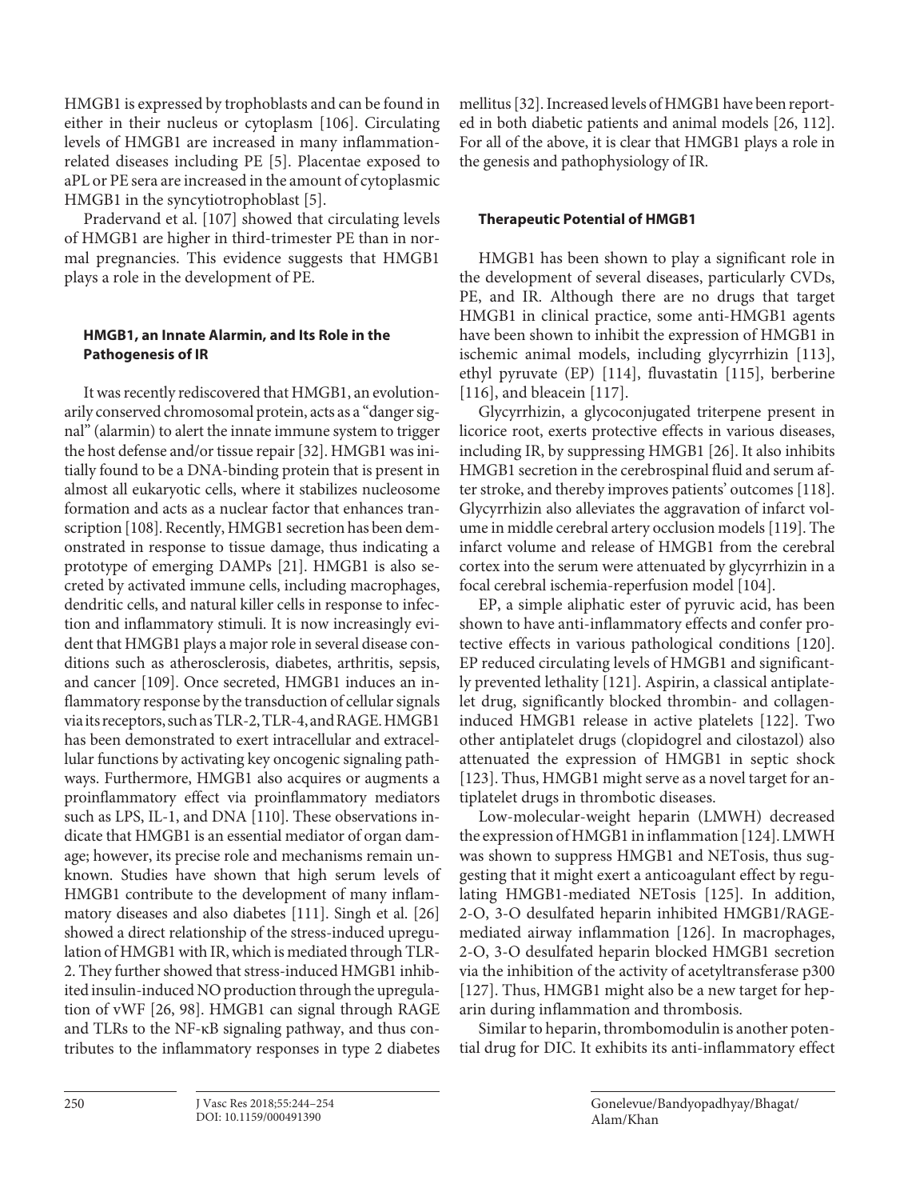HMGB1 is expressed by trophoblasts and can be found in either in their nucleus or cytoplasm [106]. Circulating levels of HMGB1 are increased in many inflammation-related diseases including PE [5]. Placentae exposed to aPL or PE sera are increased in the amount of cytoplasmic HMGB1 in the syncytiotrophoblast [5].

Pradervand et al. [107] showed that circulating levels of HMGB1 are higher in third-trimester PE than in normal pregnancies. This evidence suggests that HMGB1 plays a role in the development of PE.

### HMGB1, an Innate Alarmin, and Its Role in the Pathogenesis of IR

It was recently rediscovered that HMGB1, an evolutionarily conserved chromosomal protein, acts as a "danger signal" (alarmin) to alert the innate immune system to trigger the host defense and/or tissue repair [32]. HMGB1 was initially found to be a DNA-binding protein that is present in almost all eukaryotic cells, where it stabilizes nucleosome formation and acts as a nuclear factor that enhances transcription [108]. Recently, HMGB1 secretion has been demonstrated in response to tissue damage, thus indicating a prototype of emerging DAMPs [21]. HMGB1 is also secreted by activated immune cells, including macrophages, dendritic cells, and natural killer cells in response to infection and inflammatory stimuli. It is now increasingly evident that HMGB1 plays a major role in several disease conditions such as atherosclerosis, diabetes, arthritis, sepsis, and cancer [109]. Once secreted, HMGB1 induces an inflammatory response by the transduction of cellular signals via its receptors, such as TLR-2, TLR-4, and RAGE. HMGB1 has been demonstrated to exert intracellular and extracellular functions by activating key oncogenic signaling pathways. Furthermore, HMGB1 also acquires or augments a proinflammatory effect via proinflammatory mediators such as LPS, IL-1, and DNA [110]. These observations indicate that HMGB1 is an essential mediator of organ damage; however, its precise role and mechanisms remain unknown. Studies have shown that high serum levels of HMGB1 contribute to the development of many inflammatory diseases and also diabetes [111]. Singh et al. [26] showed a direct relationship of the stress-induced upregulation of HMGB1 with IR, which is mediated through TLR-2. They further showed that stress-induced HMGB1 inhibited insulin-induced NO production through the upregulation of vWF [26, 98]. HMGB1 can signal through RAGE and TLRs to the NF-κB signaling pathway, and thus contributes to the inflammatory responses in type 2 diabetes mellitus [32]. Increased levels of HMGB1 have been reported in both diabetic patients and animal models [26, 112]. For all of the above, it is clear that HMGB1 plays a role in the genesis and pathophysiology of IR.

### Therapeutic Potential of HMGB1

HMGB1 has been shown to play a significant role in the development of several diseases, particularly CVDs, PE, and IR. Although there are no drugs that target HMGB1 in clinical practice, some anti-HMGB1 agents have been shown to inhibit the expression of HMGB1 in ischemic animal models, including glycyrrhizin [113], ethyl pyruvate (EP) [114], fluvastatin [115], berberine [116], and bleacein [117].

Glycyrrhizin, a glycoconjugated triterpene present in licorice root, exerts protective effects in various diseases, including IR, by suppressing HMGB1 [26]. It also inhibits HMGB1 secretion in the cerebrospinal fluid and serum after stroke, and thereby improves patients' outcomes [118]. Glycyrrhizin also alleviates the aggravation of infarct volume in middle cerebral artery occlusion models [119]. The infarct volume and release of HMGB1 from the cerebral cortex into the serum were attenuated by glycyrrhizin in a focal cerebral ischemia-reperfusion model [104].

EP, a simple aliphatic ester of pyruvic acid, has been shown to have anti-inflammatory effects and confer protective effects in various pathological conditions [120]. EP reduced circulating levels of HMGB1 and significantly prevented lethality [121]. Aspirin, a classical antiplatelet drug, significantly blocked thrombin- and collagen-induced HMGB1 release in active platelets [122]. Two other antiplatelet drugs (clopidogrel and cilostazol) also attenuated the expression of HMGB1 in septic shock [123]. Thus, HMGB1 might serve as a novel target for antiplatelet drugs in thrombotic diseases.

Low-molecular-weight heparin (LMWH) decreased the expression of HMGB1 in inflammation [124]. LMWH was shown to suppress HMGB1 and NETosis, thus suggesting that it might exert a anticoagulant effect by regulating HMGB1-mediated NETosis [125]. In addition, 2-O, 3-O desulfated heparin inhibited HMGB1/RAGE-mediated airway inflammation [126]. In macrophages, 2-O, 3-O desulfated heparin blocked HMGB1 secretion via the inhibition of the activity of acetyltransferase p300 [127]. Thus, HMGB1 might also be a new target for heparin during inflammation and thrombosis.

Similar to heparin, thrombomodulin is another potential drug for DIC. It exhibits its anti-inflammatory effect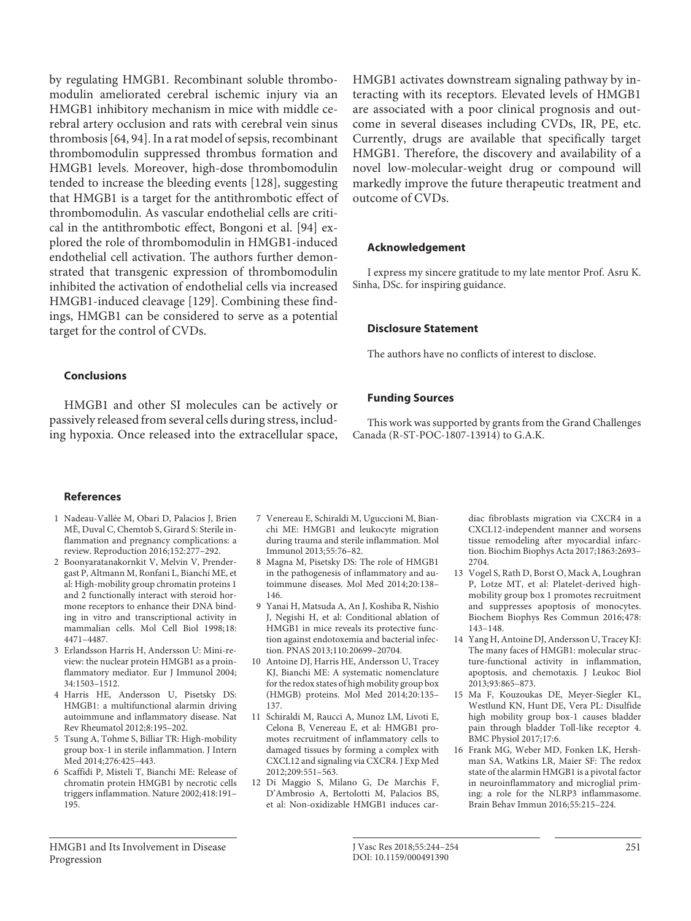by regulating HMGB1. Recombinant soluble thrombomodulin ameliorated cerebral ischemic injury via an HMGB1 inhibitory mechanism in mice with middle cerebral artery occlusion and rats with cerebral vein sinus thrombosis [64, 94]. In a rat model of sepsis, recombinant thrombomodulin suppressed thrombus formation and HMGB1 levels. Moreover, high-dose thrombomodulin tended to increase the bleeding events [128], suggesting that HMGB1 is a target for the antithrombotic effect of thrombomodulin. As vascular endothelial cells are critical in the antithrombotic effect, Bongoni et al. [94] explored the role of thrombomodulin in HMGB1-induced endothelial cell activation. The authors further demonstrated that transgenic expression of thrombomodulin inhibited the activation of endothelial cells via increased HMGB1-induced cleavage [129]. Combining these findings, HMGB1 can be considered to serve as a potential target for the control of CVDs.

## Conclusions

HMGB1 and other SI molecules can be actively or passively released from several cells during stress, including hypoxia. Once released into the extracellular space, HMGB1 activates downstream signaling pathway by interacting with its receptors. Elevated levels of HMGB1 are associated with a poor clinical prognosis and outcome in several diseases including CVDs, IR, PE, etc. Currently, drugs are available that specifically target HMGB1. Therefore, the discovery and availability of a novel low-molecular-weight drug or compound will markedly improve the future therapeutic treatment and outcome of CVDs.

## Acknowledgement

I express my sincere gratitude to my late mentor Prof. Asru K. Sinha, DSc. for inspiring guidance.

## Disclosure Statement

The authors have no conflicts of interest to disclose.

## Funding Sources

This work was supported by grants from the Grand Challenges Canada (R-ST-POC-1807-13914) to G.A.K.

## References

1. Nadeau-Vallée M, Obari D, Palacios J, Brien MÈ, Duval C, Chemtob S, Girard S: Sterile inflammation and pregnancy complications: a review. Reproduction 2016;152:277–292.
2. Boonyaratanakornkit V, Melvin V, Prendergast P, Altmann M, Ronfani L, Bianchi ME, et al: High-mobility group chromatin proteins 1 and 2 functionally interact with steroid hormone receptors to enhance their DNA binding in vitro and transcriptional activity in mammalian cells. Mol Cell Biol 1998;18: 4471–4487.
3. Erlandsson Harris H, Andersson U: Mini-review: the nuclear protein HMGB1 as a proinflammatory mediator. Eur J Immunol 2004; 34:1503–1512.
4. Harris HE, Andersson U, Pisetsky DS: HMGB1: a multifunctional alarmin driving autoimmune and inflammatory disease. Nat Rev Rheumatol 2012;8:195–202.
5. Tsung A, Tohme S, Billiar TR: High-mobility group box-1 in sterile inflammation. J Intern Med 2014;276:425–443.
6. Scaffidi P, Misteli T, Bianchi ME: Release of chromatin protein HMGB1 by necrotic cells triggers inflammation. Nature 2002;418:191–195.
7. Venereau E, Schiraldi M, Uguccioni M, Bianchi ME: HMGB1 and leukocyte migration during trauma and sterile inflammation. Mol Immunol 2013;55:76–82.
8. Magna M, Pisetsky DS: The role of HMGB1 in the pathogenesis of inflammatory and autoimmune diseases. Mol Med 2014;20:138–146.
9. Yanai H, Matsuda A, An J, Koshiba R, Nishio J, Negishi H, et al: Conditional ablation of HMGB1 in mice reveals its protective function against endotoxemia and bacterial infection. PNAS 2013;110:20699–20704.
10. Antoine DJ, Harris HE, Andersson U, Tracey KJ, Bianchi ME: A systematic nomenclature for the redox states of high mobility group box (HMGB) proteins. Mol Med 2014;20:135–137.
11. Schiraldi M, Raucci A, Munoz LM, Livoti E, Celona B, Venereau E, et al: HMGB1 promotes recruitment of inflammatory cells to damaged tissues by forming a complex with CXCL12 and signaling via CXCR4. J Exp Med 2012;209:551–563.
12. Di Maggio S, Milano G, De Marchis F, D'Ambrosio A, Bertolotti M, Palacios BS, et al: Non-oxidizable HMGB1 induces cardiac fibroblasts migration via CXCR4 in a CXCL12-independent manner and worsens tissue remodeling after myocardial infarction. Biochim Biophys Acta 2017;1863:2693–2704.
13. Vogel S, Rath D, Borst O, Mack A, Loughran P, Lotze MT, et al: Platelet-derived high-mobility group box 1 promotes recruitment and suppresses apoptosis of monocytes. Biochem Biophys Res Commun 2016;478: 143–148.
14. Yang H, Antoine DJ, Andersson U, Tracey KJ: The many faces of HMGB1: molecular structure-functional activity in inflammation, apoptosis, and chemotaxis. J Leukoc Biol 2013;93:865–873.
15. Ma F, Kouzoukas DE, Meyer-Siegler KL, Westlund KN, Hunt DE, Vera PL: Disulfide high mobility group box-1 causes bladder pain through bladder Toll-like receptor 4. BMC Physiol 2017;17:6.
16. Frank MG, Weber MD, Fonken LK, Hershman SA, Watkins LR, Maier SF: The redox state of the alarmin HMGB1 is a pivotal factor in neuroinflammatory and microglial priming: a role for the NLRP3 inflammasome. Brain Behav Immun 2016;55:215–224.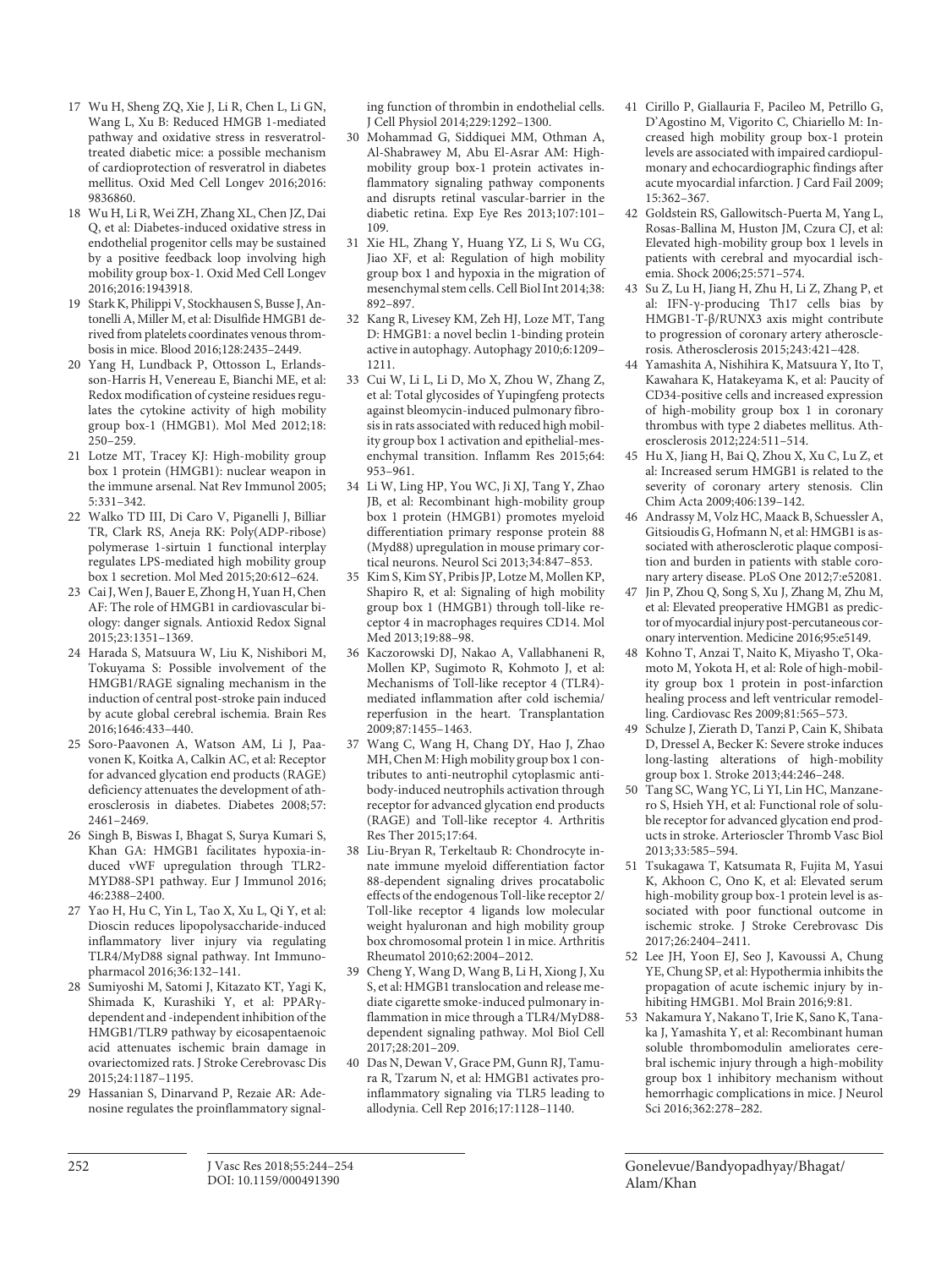17 Wu H, Sheng ZQ, Xie J, Li R, Chen L, Li GN, Wang L, Xu B: Reduced HMGB 1-mediated pathway and oxidative stress in resveratrol-treated diabetic mice: a possible mechanism of cardioprotection of resveratrol in diabetes mellitus. Oxid Med Cell Longev 2016;2016: 9836860.

18 Wu H, Li R, Wei ZH, Zhang XL, Chen JZ, Dai Q, et al: Diabetes-induced oxidative stress in endothelial progenitor cells may be sustained by a positive feedback loop involving high mobility group box-1. Oxid Med Cell Longev 2016;2016:1943918.

19 Stark K, Philippi V, Stockhausen S, Busse J, Antonelli A, Miller M, et al: Disulfide HMGB1 derived from platelets coordinates venous thrombosis in mice. Blood 2016;128:2435–2449.

20 Yang H, Lundback P, Ottosson L, Erlandsson-Harris H, Venereau E, Bianchi ME, et al: Redox modification of cysteine residues regulates the cytokine activity of high mobility group box-1 (HMGB1). Mol Med 2012;18: 250–259.

21 Lotze MT, Tracey KJ: High-mobility group box 1 protein (HMGB1): nuclear weapon in the immune arsenal. Nat Rev Immunol 2005; 5:331–342.

22 Walko TD III, Di Caro V, Piganelli J, Billiar TR, Clark RS, Aneja RK: Poly(ADP-ribose) polymerase 1-sirtuin 1 functional interplay regulates LPS-mediated high mobility group box 1 secretion. Mol Med 2015;20:612–624.

23 Cai J, Wen J, Bauer E, Zhong H, Yuan H, Chen AF: The role of HMGB1 in cardiovascular biology: danger signals. Antioxid Redox Signal 2015;23:1351–1369.

24 Harada S, Matsuura W, Liu K, Nishibori M, Tokuyama S: Possible involvement of the HMGB1/RAGE signaling mechanism in the induction of central post-stroke pain induced by acute global cerebral ischemia. Brain Res 2016;1646:433–440.

25 Soro-Paavonen A, Watson AM, Li J, Paavonen K, Koitka A, Calkin AC, et al: Receptor for advanced glycation end products (RAGE) deficiency attenuates the development of atherosclerosis in diabetes. Diabetes 2008;57: 2461–2469.

26 Singh B, Biswas I, Bhagat S, Surya Kumari S, Khan GA: HMGB1 facilitates hypoxia-induced vWF upregulation through TLR2-MYD88-SP1 pathway. Eur J Immunol 2016; 46:2388–2400.

27 Yao H, Hu C, Yin L, Tao X, Xu L, Qi Y, et al: Dioscin reduces lipopolysaccharide-induced inflammatory liver injury via regulating TLR4/MyD88 signal pathway. Int Immunopharmacol 2016;36:132–141.

28 Sumiyoshi M, Satomi J, Kitazato KT, Yagi K, Shimada K, Kurashiki Y, et al: PPARγ-dependent and -independent inhibition of the HMGB1/TLR9 pathway by eicosapentaenoic acid attenuates ischemic brain damage in ovariectomized rats. J Stroke Cerebrovasc Dis 2015;24:1187–1195.

29 Hassanian S, Dinarvand P, Rezaie AR: Adenosine regulates the proinflammatory signaling function of thrombin in endothelial cells. J Cell Physiol 2014;229:1292–1300.

30 Mohammad G, Siddiquei MM, Othman A, Al-Shabrawey M, Abu El-Asrar AM: High-mobility group box-1 protein activates inflammatory signaling pathway components and disrupts retinal vascular-barrier in the diabetic retina. Exp Eye Res 2013;107:101–109.

31 Xie HL, Zhang Y, Huang YZ, Li S, Wu CG, Jiao XF, et al: Regulation of high mobility group box 1 and hypoxia in the migration of mesenchymal stem cells. Cell Biol Int 2014;38: 892–897.

32 Kang R, Livesey KM, Zeh HJ, Loze MT, Tang D: HMGB1: a novel beclin 1-binding protein active in autophagy. Autophagy 2010;6:1209–1211.

33 Cui W, Li L, Li D, Mo X, Zhou W, Zhang Z, et al: Total glycosides of Yupingfeng protects against bleomycin-induced pulmonary fibrosis in rats associated with reduced high mobility group box 1 activation and epithelial-mesenchymal transition. Inflamm Res 2015;64: 953–961.

34 Li W, Ling HP, You WC, Ji XJ, Tang Y, Zhao JB, et al: Recombinant high-mobility group box 1 protein (HMGB1) promotes myeloid differentiation primary response protein 88 (Myd88) upregulation in mouse primary cortical neurons. Neurol Sci 2013;34:847–853.

35 Kim S, Kim SY, Pribis JP, Lotze M, Mollen KP, Shapiro R, et al: Signaling of high mobility group box 1 (HMGB1) through toll-like receptor 4 in macrophages requires CD14. Mol Med 2013;19:88–98.

36 Kaczorowski DJ, Nakao A, Vallabhaneni R, Mollen KP, Sugimoto R, Kohmoto J, et al: Mechanisms of Toll-like receptor 4 (TLR4)-mediated inflammation after cold ischemia/reperfusion in the heart. Transplantation 2009;87:1455–1463.

37 Wang C, Wang H, Chang DY, Hao J, Zhao MH, Chen M: High mobility group box 1 contributes to anti-neutrophil cytoplasmic antibody-induced neutrophils activation through receptor for advanced glycation end products (RAGE) and Toll-like receptor 4. Arthritis Res Ther 2015;17:64.

38 Liu-Bryan R, Terkeltaub R: Chondrocyte innate immune myeloid differentiation factor 88-dependent signaling drives procatabolic effects of the endogenous Toll-like receptor 2/Toll-like receptor 4 ligands low molecular weight hyaluronan and high mobility group box chromosomal protein 1 in mice. Arthritis Rheumatol 2010;62:2004–2012.

39 Cheng Y, Wang D, Wang B, Li H, Xiong J, Xu S, et al: HMGB1 translocation and release mediate cigarette smoke-induced pulmonary inflammation in mice through a TLR4/MyD88-dependent signaling pathway. Mol Biol Cell 2017;28:201–209.

40 Das N, Dewan V, Grace PM, Gunn RJ, Tamura R, Tzarum N, et al: HMGB1 activates proinflammatory signaling via TLR5 leading to allodynia. Cell Rep 2016;17:1128–1140.

41 Cirillo P, Giallauria F, Pacileo M, Petrillo G, D'Agostino M, Vigorito C, Chiariello M: Increased high mobility group box-1 protein levels are associated with impaired cardiopulmonary and echocardiographic findings after acute myocardial infarction. J Card Fail 2009; 15:362–367.

42 Goldstein RS, Gallowitsch-Puerta M, Yang L, Rosas-Ballina M, Huston JM, Czura CJ, et al: Elevated high-mobility group box 1 levels in patients with cerebral and myocardial ischemia. Shock 2006;25:571–574.

43 Su Z, Lu H, Jiang H, Zhu H, Li Z, Zhang P, et al: IFN-γ-producing Th17 cells bias by HMGB1-T-β/RUNX3 axis might contribute to progression of coronary artery atherosclerosis. Atherosclerosis 2015;243:421–428.

44 Yamashita A, Nishihira K, Matsuura Y, Ito T, Kawahara K, Hatakeyama K, et al: Paucity of CD34-positive cells and increased expression of high-mobility group box 1 in coronary thrombus with type 2 diabetes mellitus. Atherosclerosis 2012;224:511–514.

45 Hu X, Jiang H, Bai Q, Zhou X, Xu C, Lu Z, et al: Increased serum HMGB1 is related to the severity of coronary artery stenosis. Clin Chim Acta 2009;406:139–142.

46 Andrassy M, Volz HC, Maack B, Schuessler A, Gitsioudis G, Hofmann N, et al: HMGB1 is associated with atherosclerotic plaque composition and burden in patients with stable coronary artery disease. PLoS One 2012;7:e52081.

47 Jin P, Zhou Q, Song S, Xu J, Zhang M, Zhu M, et al: Elevated preoperative HMGB1 as predictor of myocardial injury post-percutaneous coronary intervention. Medicine 2016;95:e5149.

48 Kohno T, Anzai T, Naito K, Miyasho T, Okamoto M, Yokota H, et al: Role of high-mobility group box 1 protein in post-infarction healing process and left ventricular remodelling. Cardiovasc Res 2009;81:565–573.

49 Schulze J, Zierath D, Tanzi P, Cain K, Shibata D, Dressel A, Becker K: Severe stroke induces long-lasting alterations of high-mobility group box 1. Stroke 2013;44:246–248.

50 Tang SC, Wang YC, Li YI, Lin HC, Manzanero S, Hsieh YH, et al: Functional role of soluble receptor for advanced glycation end products in stroke. Arterioscler Thromb Vasc Biol 2013;33:585–594.

51 Tsukagawa T, Katsumata R, Fujita M, Yasui K, Akhoon C, Ono K, et al: Elevated serum high-mobility group box-1 protein level is associated with poor functional outcome in ischemic stroke. J Stroke Cerebrovasc Dis 2017;26:2404–2411.

52 Lee JH, Yoon EJ, Seo J, Kavoussi A, Chung YE, Chung SP, et al: Hypothermia inhibits the propagation of acute ischemic injury by inhibiting HMGB1. Mol Brain 2016;9:81.

53 Nakamura Y, Nakano T, Irie K, Sano K, Tanaka J, Yamashita Y, et al: Recombinant human soluble thrombomodulin ameliorates cerebral ischemic injury through a high-mobility group box 1 inhibitory mechanism without hemorrhagic complications in mice. J Neurol Sci 2016;362:278–282.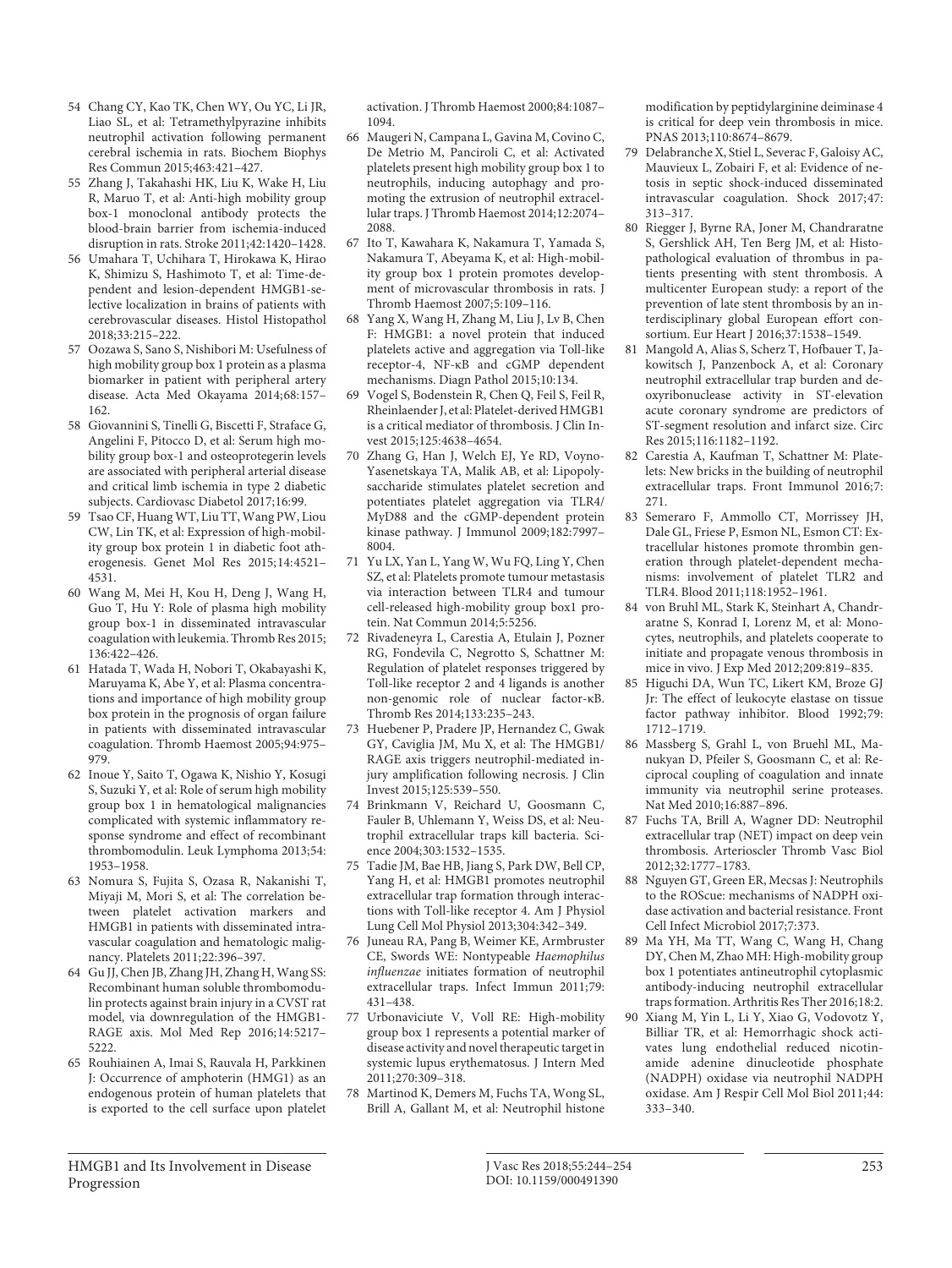54 Chang CY, Kao TK, Chen WY, Ou YC, Li JR, Liao SL, et al: Tetramethylpyrazine inhibits neutrophil activation following permanent cerebral ischemia in rats. Biochem Biophys Res Commun 2015;463:421–427.

55 Zhang J, Takahashi HK, Liu K, Wake H, Liu R, Maruo T, et al: Anti-high mobility group box-1 monoclonal antibody protects the blood-brain barrier from ischemia-induced disruption in rats. Stroke 2011;42:1420–1428.

56 Umahara T, Uchihara T, Hirokawa K, Hirao K, Shimizu S, Hashimoto T, et al: Time-dependent and lesion-dependent HMGB1-selective localization in brains of patients with cerebrovascular diseases. Histol Histopathol 2018;33:215–222.

57 Oozawa S, Sano S, Nishibori M: Usefulness of high mobility group box 1 protein as a plasma biomarker in patient with peripheral artery disease. Acta Med Okayama 2014;68:157–162.

58 Giovannini S, Tinelli G, Biscetti F, Straface G, Angelini F, Pitocco D, et al: Serum high mobility group box-1 and osteoprotegerin levels are associated with peripheral arterial disease and critical limb ischemia in type 2 diabetic subjects. Cardiovasc Diabetol 2017;16:99.

59 Tsao CF, Huang WT, Liu TT, Wang PW, Liou CW, Lin TK, et al: Expression of high-mobility group box protein 1 in diabetic foot atherogenesis. Genet Mol Res 2015;14:4521–4531.

60 Wang M, Mei H, Kou H, Deng J, Wang H, Guo T, Hu Y: Role of plasma high mobility group box-1 in disseminated intravascular coagulation with leukemia. Thromb Res 2015; 136:422–426.

61 Hatada T, Wada H, Nobori T, Okabayashi K, Maruyama K, Abe Y, et al: Plasma concentrations and importance of high mobility group box protein in the prognosis of organ failure in patients with disseminated intravascular coagulation. Thromb Haemost 2005;94:975–979.

62 Inoue Y, Saito T, Ogawa K, Nishio Y, Kosugi S, Suzuki Y, et al: Role of serum high mobility group box 1 in hematological malignancies complicated with systemic inflammatory response syndrome and effect of recombinant thrombomodulin. Leuk Lymphoma 2013;54: 1953–1958.

63 Nomura S, Fujita S, Ozasa R, Nakanishi T, Miyaji M, Mori S, et al: The correlation between platelet activation markers and HMGB1 in patients with disseminated intravascular coagulation and hematologic malignancy. Platelets 2011;22:396–397.

64 Gu JJ, Chen JB, Zhang JH, Zhang H, Wang SS: Recombinant human soluble thrombomodulin protects against brain injury in a CVST rat model, via downregulation of the HMGB1-RAGE axis. Mol Med Rep 2016;14:5217–5222.

65 Rouhiainen A, Imai S, Rauvala H, Parkkinen J: Occurrence of amphoterin (HMG1) as an endogenous protein of human platelets that is exported to the cell surface upon platelet activation. J Thromb Haemost 2000;84:1087–1094.

66 Maugeri N, Campana L, Gavina M, Covino C, De Metrio M, Panciroli C, et al: Activated platelets present high mobility group box 1 to neutrophils, inducing autophagy and promoting the extrusion of neutrophil extracellular traps. J Thromb Haemost 2014;12:2074–2088.

67 Ito T, Kawahara K, Nakamura T, Yamada S, Nakamura T, Abeyama K, et al: High-mobility group box 1 protein promotes development of microvascular thrombosis in rats. J Thromb Haemost 2007;5:109–116.

68 Yang X, Wang H, Zhang M, Liu J, Lv B, Chen F: HMGB1: a novel protein that induced platelets active and aggregation via Toll-like receptor-4, NF-κB and cGMP dependent mechanisms. Diagn Pathol 2015;10:134.

69 Vogel S, Bodenstein R, Chen Q, Feil S, Feil R, Rheinlaender J, et al: Platelet-derived HMGB1 is a critical mediator of thrombosis. J Clin Invest 2015;125:4638–4654.

70 Zhang G, Han J, Welch EJ, Ye RD, Voyno-Yasenetskaya TA, Malik AB, et al: Lipopolysaccharide stimulates platelet secretion and potentiates platelet aggregation via TLR4/MyD88 and the cGMP-dependent protein kinase pathway. J Immunol 2009;182:7997–8004.

71 Yu LX, Yan L, Yang W, Wu FQ, Ling Y, Chen SZ, et al: Platelets promote tumour metastasis via interaction between TLR4 and tumour cell-released high-mobility group box1 protein. Nat Commun 2014;5:5256.

72 Rivadeneyra L, Carestia A, Etulain J, Pozner RG, Fondevila C, Negrotto S, Schattner M: Regulation of platelet responses triggered by Toll-like receptor 2 and 4 ligands is another non-genomic role of nuclear factor-κB. Thromb Res 2014;133:235–243.

73 Huebener P, Pradere JP, Hernandez C, Gwak GY, Caviglia JM, Mu X, et al: The HMGB1/RAGE axis triggers neutrophil-mediated injury amplification following necrosis. J Clin Invest 2015;125:539–550.

74 Brinkmann V, Reichard U, Goosmann C, Fauler B, Uhlemann Y, Weiss DS, et al: Neutrophil extracellular traps kill bacteria. Science 2004;303:1532–1535.

75 Tadie JM, Bae HB, Jiang S, Park DW, Bell CP, Yang H, et al: HMGB1 promotes neutrophil extracellular trap formation through interactions with Toll-like receptor 4. Am J Physiol Lung Cell Mol Physiol 2013;304:342–349.

76 Juneau RA, Pang B, Weimer KE, Armbruster CE, Swords WE: Nontypeable *Haemophilus influenzae* initiates formation of neutrophil extracellular traps. Infect Immun 2011;79: 431–438.

77 Urbonaviciute V, Voll RE: High-mobility group box 1 represents a potential marker of disease activity and novel therapeutic target in systemic lupus erythematosus. J Intern Med 2011;270:309–318.

78 Martinod K, Demers M, Fuchs TA, Wong SL, Brill A, Gallant M, et al: Neutrophil histone modification by peptidylarginine deiminase 4 is critical for deep vein thrombosis in mice. PNAS 2013;110:8674–8679.

79 Delabranche X, Stiel L, Severac F, Galoisy AC, Mauvieux L, Zobairi F, et al: Evidence of netosis in septic shock-induced disseminated intravascular coagulation. Shock 2017;47: 313–317.

80 Riegger J, Byrne RA, Joner M, Chandraratne S, Gershlick AH, Ten Berg JM, et al: Histopathological evaluation of thrombus in patients presenting with stent thrombosis. A multicenter European study: a report of the prevention of late stent thrombosis by an interdisciplinary global European effort consortium. Eur Heart J 2016;37:1538–1549.

81 Mangold A, Alias S, Scherz T, Hofbauer T, Jakowitsch J, Panzenbock A, et al: Coronary neutrophil extracellular trap burden and deoxyribonuclease activity in ST-elevation acute coronary syndrome are predictors of ST-segment resolution and infarct size. Circ Res 2015;116:1182–1192.

82 Carestia A, Kaufman T, Schattner M: Platelets: New bricks in the building of neutrophil extracellular traps. Front Immunol 2016;7: 271.

83 Semeraro F, Ammollo CT, Morrissey JH, Dale GL, Friese P, Esmon NL, Esmon CT: Extracellular histones promote thrombin generation through platelet-dependent mechanisms: involvement of platelet TLR2 and TLR4. Blood 2011;118:1952–1961.

84 von Bruhl ML, Stark K, Steinhart A, Chandraratne S, Konrad I, Lorenz M, et al: Monocytes, neutrophils, and platelets cooperate to initiate and propagate venous thrombosis in mice in vivo. J Exp Med 2012;209:819–835.

85 Higuchi DA, Wun TC, Likert KM, Broze GJ Jr: The effect of leukocyte elastase on tissue factor pathway inhibitor. Blood 1992;79: 1712–1719.

86 Massberg S, Grahl L, von Bruehl ML, Manukyan D, Pfeiler S, Goosmann C, et al: Reciprocal coupling of coagulation and innate immunity via neutrophil serine proteases. Nat Med 2010;16:887–896.

87 Fuchs TA, Brill A, Wagner DD: Neutrophil extracellular trap (NET) impact on deep vein thrombosis. Arterioscler Thromb Vasc Biol 2012;32:1777–1783.

88 Nguyen GT, Green ER, Mecsas J: Neutrophils to the ROScue: mechanisms of NADPH oxidase activation and bacterial resistance. Front Cell Infect Microbiol 2017;7:373.

89 Ma YH, Ma TT, Wang C, Wang H, Chang DY, Chen M, Zhao MH: High-mobility group box 1 potentiates antineutrophil cytoplasmic antibody-inducing neutrophil extracellular traps formation. Arthritis Res Ther 2016;18:2.

90 Xiang M, Yin L, Li Y, Xiao G, Vodovotz Y, Billiar TR, et al: Hemorrhagic shock activates lung endothelial reduced nicotinamide adenine dinucleotide phosphate (NADPH) oxidase via neutrophil NADPH oxidase. Am J Respir Cell Mol Biol 2011;44: 333–340.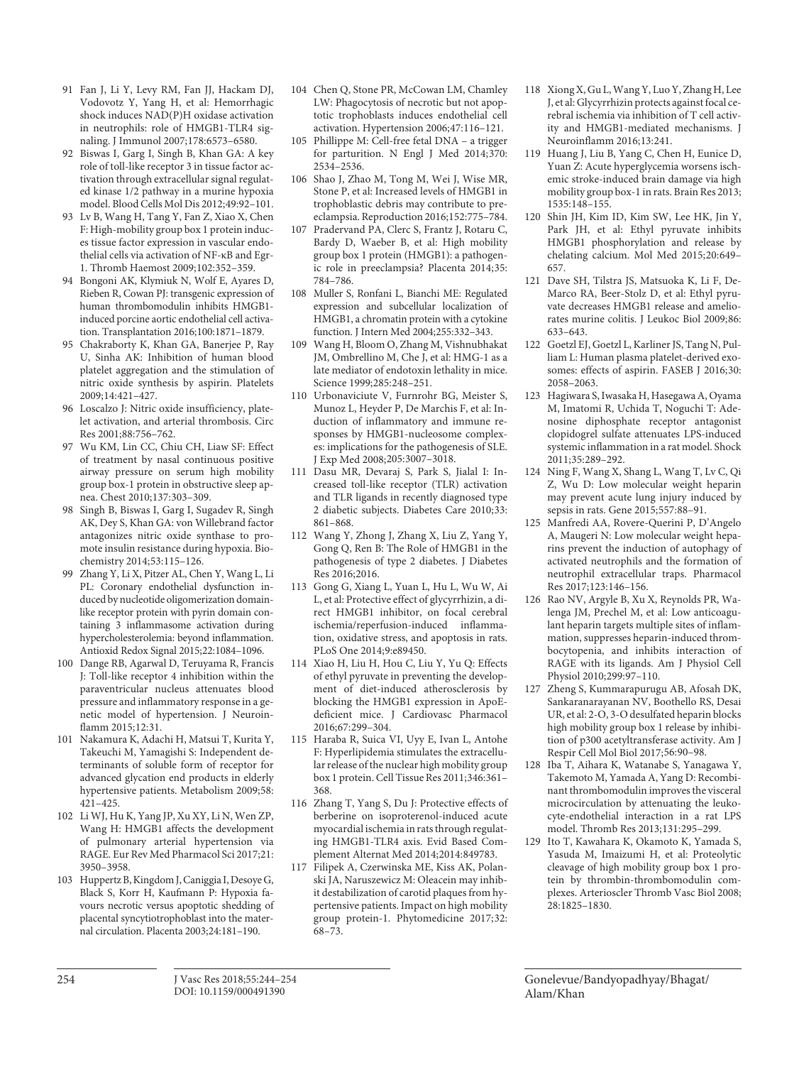91 Fan J, Li Y, Levy RM, Fan JJ, Hackam DJ, Vodovotz Y, Yang H, et al: Hemorrhagic shock induces NAD(P)H oxidase activation in neutrophils: role of HMGB1-TLR4 signaling. J Immunol 2007;178:6573–6580.

92 Biswas I, Garg I, Singh B, Khan GA: A key role of toll-like receptor 3 in tissue factor activation through extracellular signal regulated kinase 1/2 pathway in a murine hypoxia model. Blood Cells Mol Dis 2012;49:92–101.

93 Lv B, Wang H, Tang Y, Fan Z, Xiao X, Chen F: High-mobility group box 1 protein induces tissue factor expression in vascular endothelial cells via activation of NF-κB and Egr-1. Thromb Haemost 2009;102:352–359.

94 Bongoni AK, Klymiuk N, Wolf E, Ayares D, Rieben R, Cowan PJ: transgenic expression of human thrombomodulin inhibits HMGB1-induced porcine aortic endothelial cell activation. Transplantation 2016;100:1871–1879.

95 Chakraborty K, Khan GA, Banerjee P, Ray U, Sinha AK: Inhibition of human blood platelet aggregation and the stimulation of nitric oxide synthesis by aspirin. Platelets 2009;14:421–427.

96 Loscalzo J: Nitric oxide insufficiency, platelet activation, and arterial thrombosis. Circ Res 2001;88:756–762.

97 Wu KM, Lin CC, Chiu CH, Liaw SF: Effect of treatment by nasal continuous positive airway pressure on serum high mobility group box-1 protein in obstructive sleep apnea. Chest 2010;137:303–309.

98 Singh B, Biswas I, Garg I, Sugadev R, Singh AK, Dey S, Khan GA: von Willebrand factor antagonizes nitric oxide synthase to promote insulin resistance during hypoxia. Biochemistry 2014;53:115–126.

99 Zhang Y, Li X, Pitzer AL, Chen Y, Wang L, Li PL: Coronary endothelial dysfunction induced by nucleotide oligomerization domain-like receptor protein with pyrin domain containing 3 inflammasome activation during hypercholesterolemia: beyond inflammation. Antioxid Redox Signal 2015;22:1084–1096.

100 Dange RB, Agarwal D, Teruyama R, Francis J: Toll-like receptor 4 inhibition within the paraventricular nucleus attenuates blood pressure and inflammatory response in a genetic model of hypertension. J Neuroinflamm 2015;12:31.

101 Nakamura K, Adachi H, Matsui T, Kurita Y, Takeuchi M, Yamagishi S: Independent determinants of soluble form of receptor for advanced glycation end products in elderly hypertensive patients. Metabolism 2009;58:421–425.

102 Li WJ, Hu K, Yang JP, Xu XY, Li N, Wen ZP, Wang H: HMGB1 affects the development of pulmonary arterial hypertension via RAGE. Eur Rev Med Pharmacol Sci 2017;21:3950–3958.

103 Huppertz B, Kingdom J, Caniggia I, Desoye G, Black S, Korr H, Kaufmann P: Hypoxia favours necrotic versus apoptotic shedding of placental syncytiotrophoblast into the maternal circulation. Placenta 2003;24:181–190.

104 Chen Q, Stone PR, McCowan LM, Chamley LW: Phagocytosis of necrotic but not apoptotic trophoblasts induces endothelial cell activation. Hypertension 2006;47:116–121.

105 Phillippe M: Cell-free fetal DNA – a trigger for parturition. N Engl J Med 2014;370:2534–2536.

106 Shao J, Zhao M, Tong M, Wei J, Wise MR, Stone P, et al: Increased levels of HMGB1 in trophoblastic debris may contribute to preeclampsia. Reproduction 2016;152:775–784.

107 Pradervand PA, Clerc S, Frantz J, Rotaru C, Bardy D, Waeber B, et al: High mobility group box 1 protein (HMGB1): a pathogenic role in preeclampsia? Placenta 2014;35:784–786.

108 Muller S, Ronfani L, Bianchi ME: Regulated expression and subcellular localization of HMGB1, a chromatin protein with a cytokine function. J Intern Med 2004;255:332–343.

109 Wang H, Bloom O, Zhang M, Vishnubhakat JM, Ombrellino M, Che J, et al: HMG-1 as a late mediator of endotoxin lethality in mice. Science 1999;285:248–251.

110 Urbonaviciute V, Furnrohr BG, Meister S, Munoz L, Heyder P, De Marchis F, et al: Induction of inflammatory and immune responses by HMGB1-nucleosome complexes: implications for the pathogenesis of SLE. J Exp Med 2008;205:3007–3018.

111 Dasu MR, Devaraj S, Park S, Jialal I: Increased toll-like receptor (TLR) activation and TLR ligands in recently diagnosed type 2 diabetic subjects. Diabetes Care 2010;33:861–868.

112 Wang Y, Zhong J, Zhang X, Liu Z, Yang Y, Gong Q, Ren B: The Role of HMGB1 in the pathogenesis of type 2 diabetes. J Diabetes Res 2016;2016.

113 Gong G, Xiang L, Yuan L, Hu L, Wu W, Ai L, et al: Protective effect of glycyrrhizin, a direct HMGB1 inhibitor, on focal cerebral ischemia/reperfusion-induced inflammation, oxidative stress, and apoptosis in rats. PLoS One 2014;9:e89450.

114 Xiao H, Liu H, Hou C, Liu Y, Yu Q: Effects of ethyl pyruvate in preventing the development of diet-induced atherosclerosis by blocking the HMGB1 expression in ApoE-deficient mice. J Cardiovasc Pharmacol 2016;67:299–304.

115 Haraba R, Suica VI, Uyy E, Ivan L, Antohe F: Hyperlipidemia stimulates the extracellular release of the nuclear high mobility group box 1 protein. Cell Tissue Res 2011;346:361–368.

116 Zhang T, Yang S, Du J: Protective effects of berberine on isoproterenol-induced acute myocardial ischemia in rats through regulating HMGB1-TLR4 axis. Evid Based Complement Alternat Med 2014;2014:849783.

117 Filipek A, Czerwinska ME, Kiss AK, Polanski JA, Naruszewicz M: Oleacein may inhibit destabilization of carotid plaques from hypertensive patients. Impact on high mobility group protein-1. Phytomedicine 2017;32:68–73.

118 Xiong X, Gu L, Wang Y, Luo Y, Zhang H, Lee J, et al: Glycyrrhizin protects against focal cerebral ischemia via inhibition of T cell activity and HMGB1-mediated mechanisms. J Neuroinflamm 2016;13:241.

119 Huang J, Liu B, Yang C, Chen H, Eunice D, Yuan Z: Acute hyperglycemia worsens ischemic stroke-induced brain damage via high mobility group box-1 in rats. Brain Res 2013;1535:148–155.

120 Shin JH, Kim ID, Kim SW, Lee HK, Jin Y, Park JH, et al: Ethyl pyruvate inhibits HMGB1 phosphorylation and release by chelating calcium. Mol Med 2015;20:649–657.

121 Dave SH, Tilstra JS, Matsuoka K, Li F, DeMarco RA, Beer-Stolz D, et al: Ethyl pyruvate decreases HMGB1 release and ameliorates murine colitis. J Leukoc Biol 2009;86:633–643.

122 Goetzl EJ, Goetzl L, Karliner JS, Tang N, Pulliam L: Human plasma platelet-derived exosomes: effects of aspirin. FASEB J 2016;30:2058–2063.

123 Hagiwara S, Iwasaka H, Hasegawa A, Oyama M, Imatomi R, Uchida T, Noguchi T: Adenosine diphosphate receptor antagonist clopidogrel sulfate attenuates LPS-induced systemic inflammation in a rat model. Shock 2011;35:289–292.

124 Ning F, Wang X, Shang L, Wang T, Lv C, Qi Z, Wu D: Low molecular weight heparin may prevent acute lung injury induced by sepsis in rats. Gene 2015;557:88–91.

125 Manfredi AA, Rovere-Querini P, D'Angelo A, Maugeri N: Low molecular weight heparins prevent the induction of autophagy of activated neutrophils and the formation of neutrophil extracellular traps. Pharmacol Res 2017;123:146–156.

126 Rao NV, Argyle B, Xu X, Reynolds PR, Walenga JM, Prechel M, et al: Low anticoagulant heparin targets multiple sites of inflammation, suppresses heparin-induced thrombocytopenia, and inhibits interaction of RAGE with its ligands. Am J Physiol Cell Physiol 2010;299:97–110.

127 Zheng S, Kummarapurugu AB, Afosah DK, Sankaranarayanan NV, Boothello RS, Desai UR, et al: 2-O, 3-O desulfated heparin blocks high mobility group box 1 release by inhibition of p300 acetyltransferase activity. Am J Respir Cell Mol Biol 2017;56:90–98.

128 Iba T, Aihara K, Watanabe S, Yanagawa Y, Takemoto M, Yamada A, Yang D: Recombinant thrombomodulin improves the visceral microcirculation by attenuating the leukocyte-endothelial interaction in a rat LPS model. Thromb Res 2013;131:295–299.

129 Ito T, Kawahara K, Okamoto K, Yamada S, Yasuda M, Imaizumi H, et al: Proteolytic cleavage of high mobility group box 1 protein by thrombin-thrombomodulin complexes. Arterioscler Thromb Vasc Biol 2008;28:1825–1830.